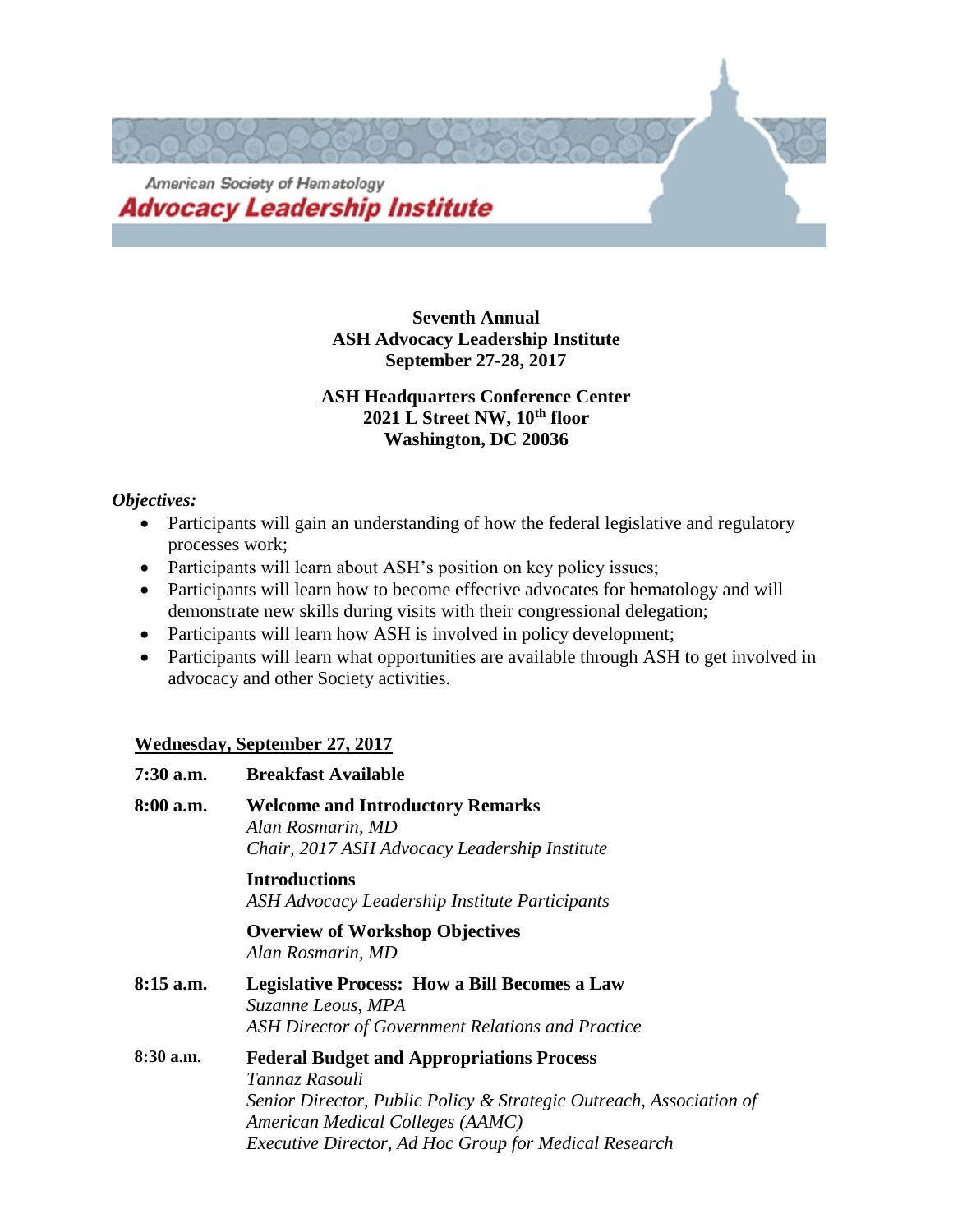American Society of Hematology
**Advocacy Leadership Institute**

**Seventh Annual**
**ASH Advocacy Leadership Institute**
**September 27-28, 2017**

**ASH Headquarters Conference Center**
**2021 L Street NW, 10th floor**
**Washington, DC 20036**

***Objectives:***

- Participants will gain an understanding of how the federal legislative and regulatory processes work;
- Participants will learn about ASH's position on key policy issues;
- Participants will learn how to become effective advocates for hematology and will demonstrate new skills during visits with their congressional delegation;
- Participants will learn how ASH is involved in policy development;
- Participants will learn what opportunities are available through ASH to get involved in advocacy and other Society activities.

**<u>Wednesday, September 27, 2017</u>**

**7:30 a.m.** **Breakfast Available**

**8:00 a.m.** **Welcome and Introductory Remarks**
*Alan Rosmarin, MD*
*Chair, 2017 ASH Advocacy Leadership Institute*

**Introductions**
*ASH Advocacy Leadership Institute Participants*

**Overview of Workshop Objectives**
*Alan Rosmarin, MD*

**8:15 a.m.** **Legislative Process: How a Bill Becomes a Law**
*Suzanne Leous, MPA*
*ASH Director of Government Relations and Practice*

**8:30 a.m.** **Federal Budget and Appropriations Process**
*Tannaz Rasouli*
*Senior Director, Public Policy & Strategic Outreach, Association of American Medical Colleges (AAMC)*
*Executive Director, Ad Hoc Group for Medical Research*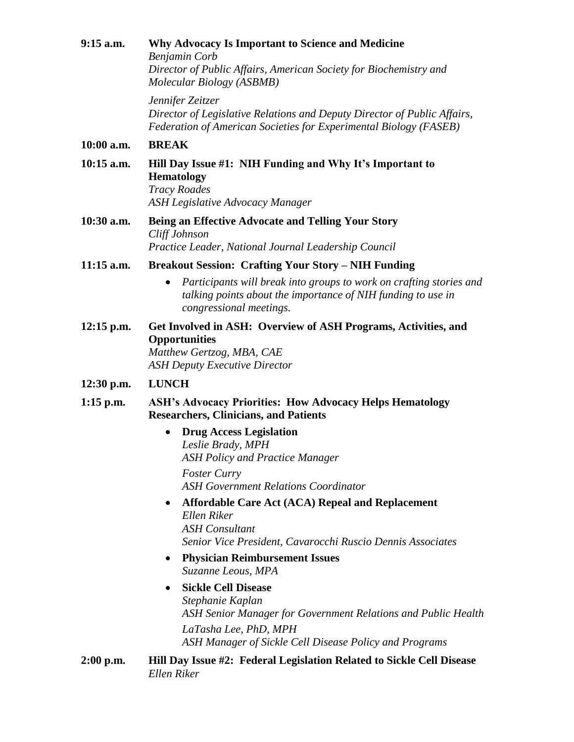**9:15 a.m.** **Why Advocacy Is Important to Science and Medicine**
*Benjamin Corb*
*Director of Public Affairs, American Society for Biochemistry and Molecular Biology (ASBMB)*

*Jennifer Zeitzer*
*Director of Legislative Relations and Deputy Director of Public Affairs, Federation of American Societies for Experimental Biology (FASEB)*

**10:00 a.m.** **BREAK**

**10:15 a.m.** **Hill Day Issue #1: NIH Funding and Why It's Important to Hematology**
*Tracy Roades*
*ASH Legislative Advocacy Manager*

**10:30 a.m.** **Being an Effective Advocate and Telling Your Story**
*Cliff Johnson*
*Practice Leader, National Journal Leadership Council*

**11:15 a.m.** **Breakout Session: Crafting Your Story – NIH Funding**

- *Participants will break into groups to work on crafting stories and talking points about the importance of NIH funding to use in congressional meetings.*

**12:15 p.m.** **Get Involved in ASH: Overview of ASH Programs, Activities, and Opportunities**
*Matthew Gertzog, MBA, CAE*
*ASH Deputy Executive Director*

**12:30 p.m.** **LUNCH**

**1:15 p.m.** **ASH's Advocacy Priorities: How Advocacy Helps Hematology Researchers, Clinicians, and Patients**

- **Drug Access Legislation**
  *Leslie Brady, MPH*
  *ASH Policy and Practice Manager*

  *Foster Curry*
  *ASH Government Relations Coordinator*
- **Affordable Care Act (ACA) Repeal and Replacement**
  *Ellen Riker*
  *ASH Consultant*
  *Senior Vice President, Cavarocchi Ruscio Dennis Associates*
- **Physician Reimbursement Issues**
  *Suzanne Leous, MPA*
- **Sickle Cell Disease**
  *Stephanie Kaplan*
  *ASH Senior Manager for Government Relations and Public Health*

  *LaTasha Lee, PhD, MPH*
  *ASH Manager of Sickle Cell Disease Policy and Programs*

**2:00 p.m.** **Hill Day Issue #2: Federal Legislation Related to Sickle Cell Disease**
*Ellen Riker*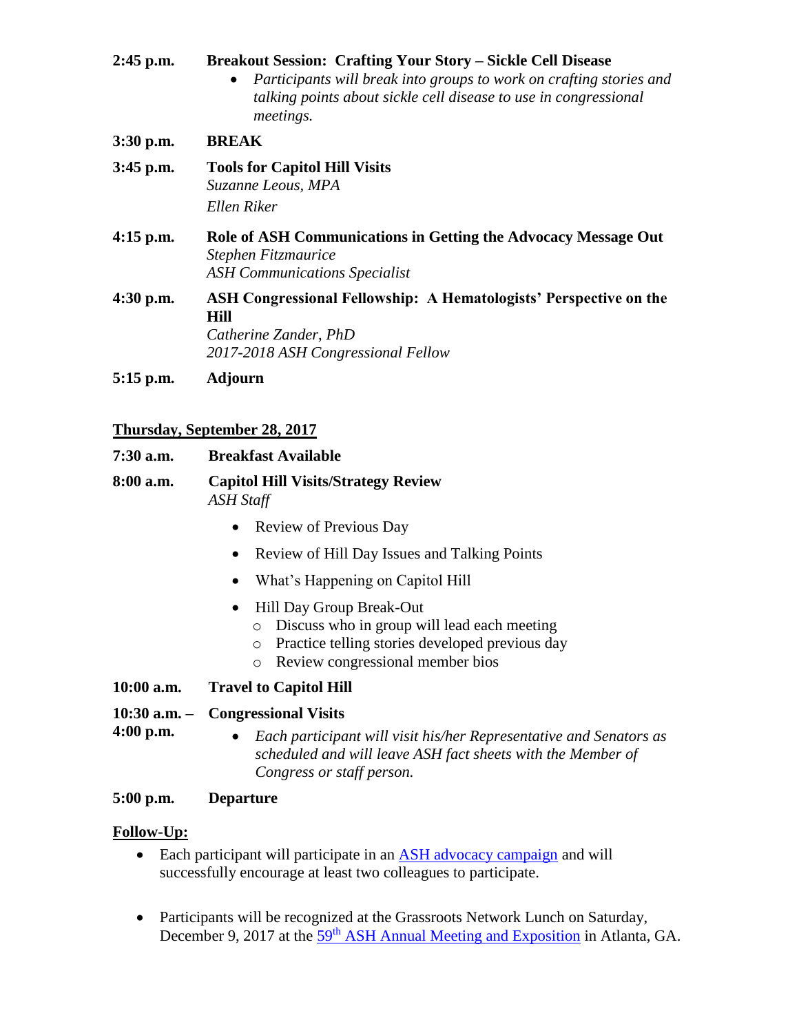**2:45 p.m.** **Breakout Session: Crafting Your Story – Sickle Cell Disease**

- *Participants will break into groups to work on crafting stories and talking points about sickle cell disease to use in congressional meetings.*

**3:30 p.m.** **BREAK**

**3:45 p.m.** **Tools for Capitol Hill Visits**
*Suzanne Leous, MPA*
*Ellen Riker*

**4:15 p.m.** **Role of ASH Communications in Getting the Advocacy Message Out**
*Stephen Fitzmaurice*
*ASH Communications Specialist*

**4:30 p.m.** **ASH Congressional Fellowship: A Hematologists' Perspective on the Hill**
*Catherine Zander, PhD*
*2017-2018 ASH Congressional Fellow*

**5:15 p.m.** **Adjourn**

**Thursday, September 28, 2017**

**7:30 a.m.** **Breakfast Available**

**8:00 a.m.** **Capitol Hill Visits/Strategy Review**
*ASH Staff*

- Review of Previous Day
- Review of Hill Day Issues and Talking Points
- What's Happening on Capitol Hill
- Hill Day Group Break-Out
  - Discuss who in group will lead each meeting
  - Practice telling stories developed previous day
  - Review congressional member bios

**10:00 a.m.** **Travel to Capitol Hill**

**10:30 a.m. – 4:00 p.m.** **Congressional Visits**

- *Each participant will visit his/her Representative and Senators as scheduled and will leave ASH fact sheets with the Member of Congress or staff person.*

**5:00 p.m.** **Departure**

**Follow-Up:**

- Each participant will participate in an ASH advocacy campaign and will successfully encourage at least two colleagues to participate.

- Participants will be recognized at the Grassroots Network Lunch on Saturday, December 9, 2017 at the 59th ASH Annual Meeting and Exposition in Atlanta, GA.